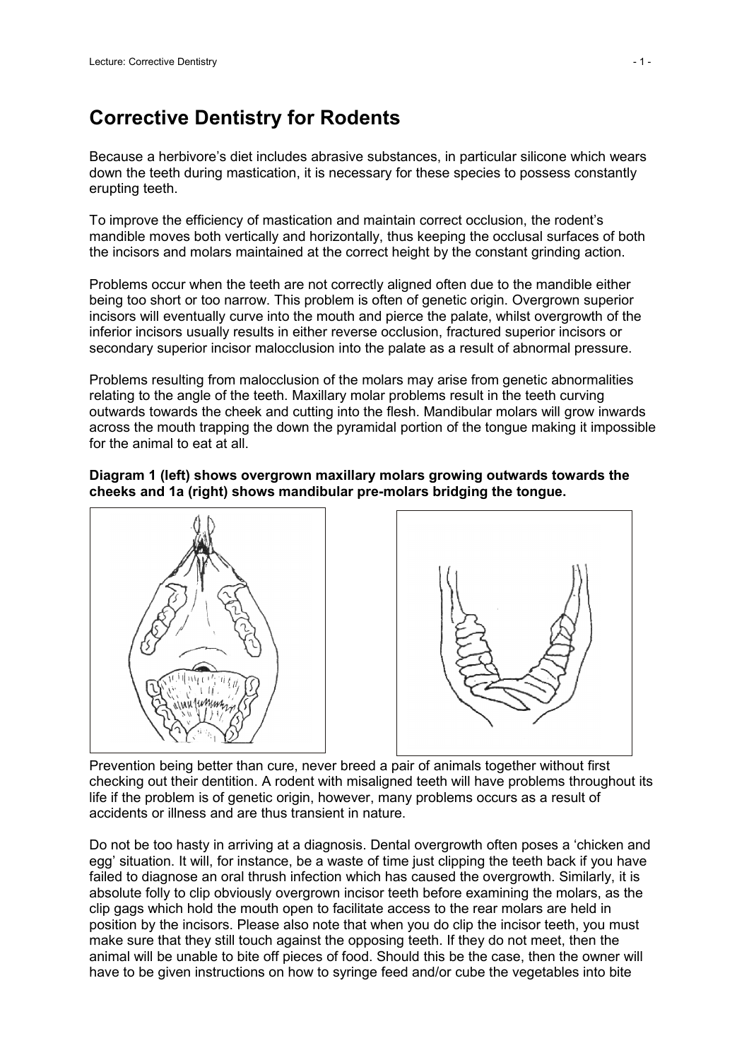# Corrective Dentistry for Rodents

Because a herbivore's diet includes abrasive substances, in particular silicone which wears down the teeth during mastication, it is necessary for these species to possess constantly erupting teeth.

To improve the efficiency of mastication and maintain correct occlusion, the rodent's mandible moves both vertically and horizontally, thus keeping the occlusal surfaces of both the incisors and molars maintained at the correct height by the constant grinding action.

Problems occur when the teeth are not correctly aligned often due to the mandible either being too short or too narrow. This problem is often of genetic origin. Overgrown superior incisors will eventually curve into the mouth and pierce the palate, whilst overgrowth of the inferior incisors usually results in either reverse occlusion, fractured superior incisors or secondary superior incisor malocclusion into the palate as a result of abnormal pressure.

Problems resulting from malocclusion of the molars may arise from genetic abnormalities relating to the angle of the teeth. Maxillary molar problems result in the teeth curving outwards towards the cheek and cutting into the flesh. Mandibular molars will grow inwards across the mouth trapping the down the pyramidal portion of the tongue making it impossible for the animal to eat at all.

**Diagram 1 (left) shows overgrown maxillary molars growing outwards towards the cheeks and 1a (right) shows mandibular pre-molars bridging the tongue.**

Prevention being better than cure, never breed a pair of animals together without first checking out their dentition. A rodent with misaligned teeth will have problems throughout its life if the problem is of genetic origin, however, many problems occurs as a result of accidents or illness and are thus transient in nature.

Do not be too hasty in arriving at a diagnosis. Dental overgrowth often poses a 'chicken and egg' situation. It will, for instance, be a waste of time just clipping the teeth back if you have failed to diagnose an oral thrush infection which has caused the overgrowth. Similarly, it is absolute folly to clip obviously overgrown incisor teeth before examining the molars, as the clip gags which hold the mouth open to facilitate access to the rear molars are held in position by the incisors. Please also note that when you do clip the incisor teeth, you must make sure that they still touch against the opposing teeth. If they do not meet, then the animal will be unable to bite off pieces of food. Should this be the case, then the owner will have to be given instructions on how to syringe feed and/or cube the vegetables into bite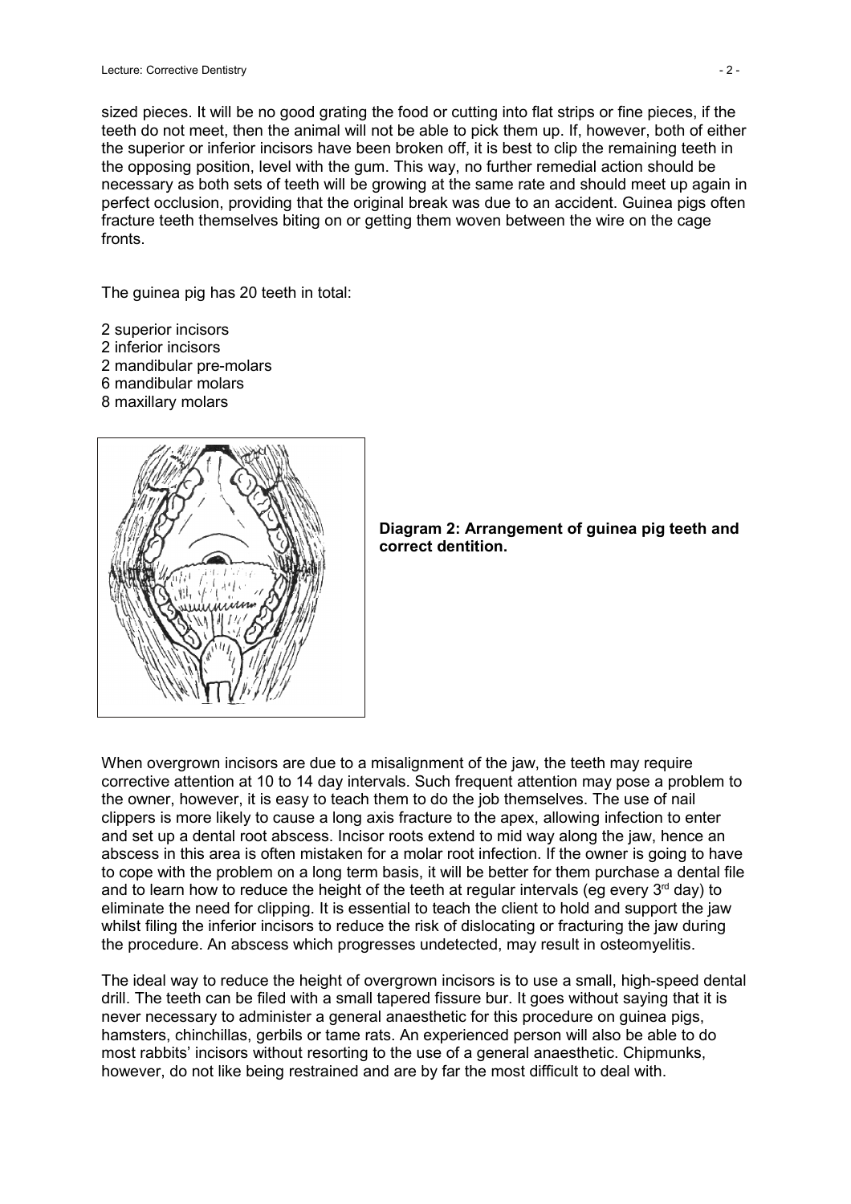sized pieces. It will be no good grating the food or cutting into flat strips or fine pieces, if the teeth do not meet, then the animal will not be able to pick them up. If, however, both of either the superior or inferior incisors have been broken off, it is best to clip the remaining teeth in the opposing position, level with the gum. This way, no further remedial action should be necessary as both sets of teeth will be growing at the same rate and should meet up again in perfect occlusion, providing that the original break was due to an accident. Guinea pigs often fracture teeth themselves biting on or getting them woven between the wire on the cage fronts.

The guinea pig has 20 teeth in total:

2 superior incisors
2 inferior incisors
2 mandibular pre-molars
6 mandibular molars
8 maxillary molars

**Diagram 2: Arrangement of guinea pig teeth and correct dentition.**

When overgrown incisors are due to a misalignment of the jaw, the teeth may require corrective attention at 10 to 14 day intervals. Such frequent attention may pose a problem to the owner, however, it is easy to teach them to do the job themselves. The use of nail clippers is more likely to cause a long axis fracture to the apex, allowing infection to enter and set up a dental root abscess. Incisor roots extend to mid way along the jaw, hence an abscess in this area is often mistaken for a molar root infection. If the owner is going to have to cope with the problem on a long term basis, it will be better for them purchase a dental file and to learn how to reduce the height of the teeth at regular intervals (eg every 3rd day) to eliminate the need for clipping. It is essential to teach the client to hold and support the jaw whilst filing the inferior incisors to reduce the risk of dislocating or fracturing the jaw during the procedure. An abscess which progresses undetected, may result in osteomyelitis.

The ideal way to reduce the height of overgrown incisors is to use a small, high-speed dental drill. The teeth can be filed with a small tapered fissure bur. It goes without saying that it is never necessary to administer a general anaesthetic for this procedure on guinea pigs, hamsters, chinchillas, gerbils or tame rats. An experienced person will also be able to do most rabbits' incisors without resorting to the use of a general anaesthetic. Chipmunks, however, do not like being restrained and are by far the most difficult to deal with.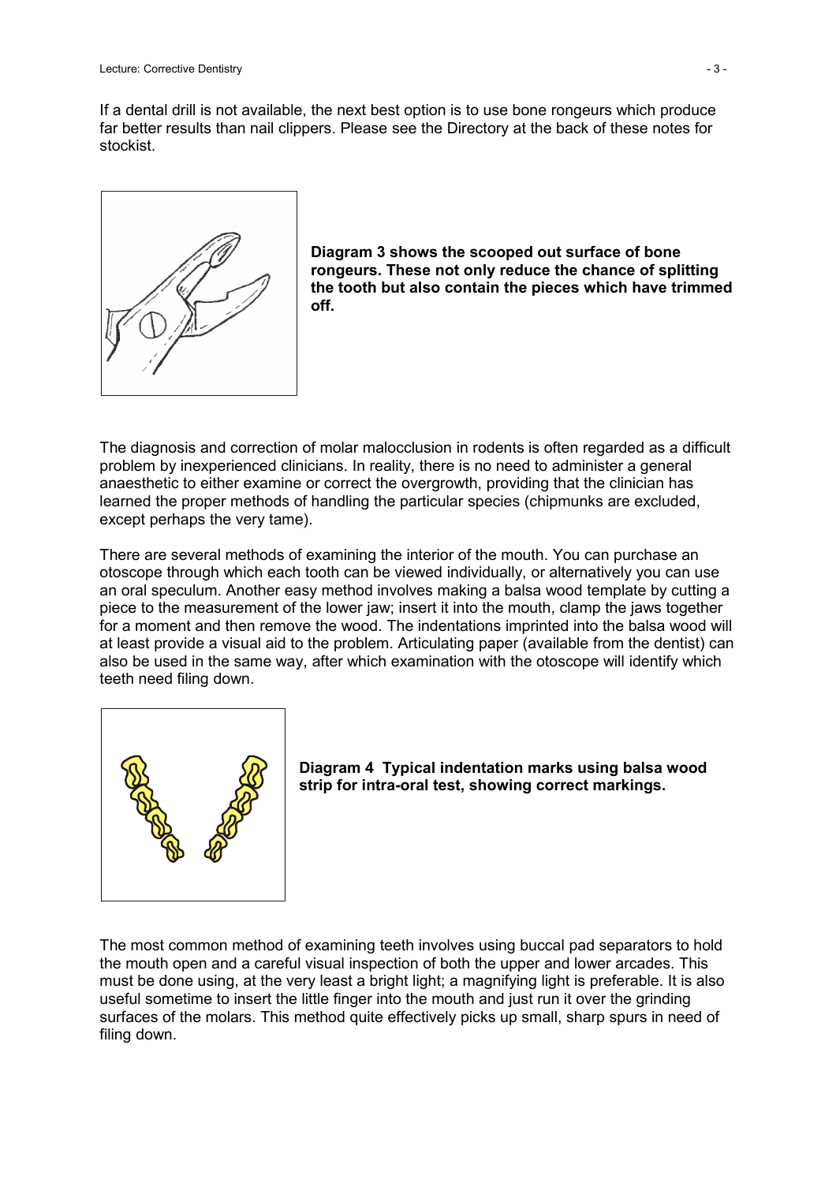If a dental drill is not available, the next best option is to use bone rongeurs which produce far better results than nail clippers. Please see the Directory at the back of these notes for stockist.

**Diagram 3 shows the scooped out surface of bone rongeurs. These not only reduce the chance of splitting the tooth but also contain the pieces which have trimmed off.**

The diagnosis and correction of molar malocclusion in rodents is often regarded as a difficult problem by inexperienced clinicians. In reality, there is no need to administer a general anaesthetic to either examine or correct the overgrowth, providing that the clinician has learned the proper methods of handling the particular species (chipmunks are excluded, except perhaps the very tame).

There are several methods of examining the interior of the mouth. You can purchase an otoscope through which each tooth can be viewed individually, or alternatively you can use an oral speculum. Another easy method involves making a balsa wood template by cutting a piece to the measurement of the lower jaw; insert it into the mouth, clamp the jaws together for a moment and then remove the wood. The indentations imprinted into the balsa wood will at least provide a visual aid to the problem. Articulating paper (available from the dentist) can also be used in the same way, after which examination with the otoscope will identify which teeth need filing down.

**Diagram 4 Typical indentation marks using balsa wood strip for intra-oral test, showing correct markings.**

The most common method of examining teeth involves using buccal pad separators to hold the mouth open and a careful visual inspection of both the upper and lower arcades. This must be done using, at the very least a bright light; a magnifying light is preferable. It is also useful sometime to insert the little finger into the mouth and just run it over the grinding surfaces of the molars. This method quite effectively picks up small, sharp spurs in need of filing down.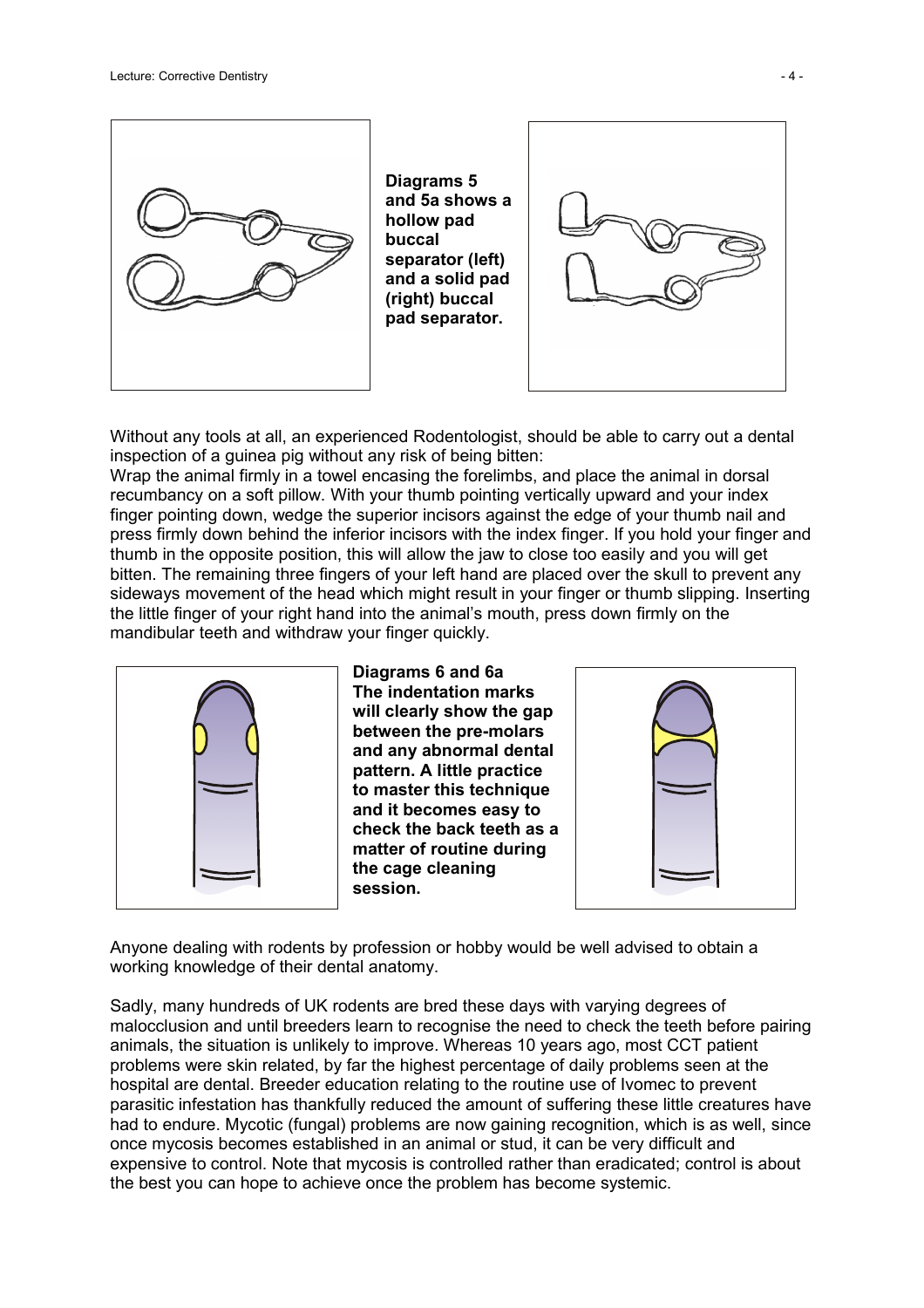**Diagrams 5 and 5a shows a hollow pad buccal separator (left) and a solid pad (right) buccal pad separator.**

Without any tools at all, an experienced Rodentologist, should be able to carry out a dental inspection of a guinea pig without any risk of being bitten:
Wrap the animal firmly in a towel encasing the forelimbs, and place the animal in dorsal recumbancy on a soft pillow. With your thumb pointing vertically upward and your index finger pointing down, wedge the superior incisors against the edge of your thumb nail and press firmly down behind the inferior incisors with the index finger. If you hold your finger and thumb in the opposite position, this will allow the jaw to close too easily and you will get bitten. The remaining three fingers of your left hand are placed over the skull to prevent any sideways movement of the head which might result in your finger or thumb slipping. Inserting the little finger of your right hand into the animal's mouth, press down firmly on the mandibular teeth and withdraw your finger quickly.

**Diagrams 6 and 6a The indentation marks will clearly show the gap between the pre-molars and any abnormal dental pattern. A little practice to master this technique and it becomes easy to check the back teeth as a matter of routine during the cage cleaning session.**

Anyone dealing with rodents by profession or hobby would be well advised to obtain a working knowledge of their dental anatomy.

Sadly, many hundreds of UK rodents are bred these days with varying degrees of malocclusion and until breeders learn to recognise the need to check the teeth before pairing animals, the situation is unlikely to improve. Whereas 10 years ago, most CCT patient problems were skin related, by far the highest percentage of daily problems seen at the hospital are dental. Breeder education relating to the routine use of Ivomec to prevent parasitic infestation has thankfully reduced the amount of suffering these little creatures have had to endure. Mycotic (fungal) problems are now gaining recognition, which is as well, since once mycosis becomes established in an animal or stud, it can be very difficult and expensive to control. Note that mycosis is controlled rather than eradicated; control is about the best you can hope to achieve once the problem has become systemic.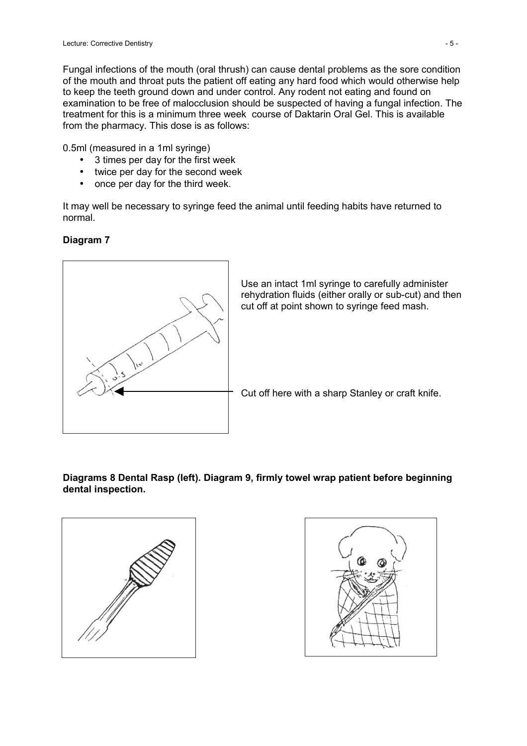Fungal infections of the mouth (oral thrush) can cause dental problems as the sore condition of the mouth and throat puts the patient off eating any hard food which would otherwise help to keep the teeth ground down and under control. Any rodent not eating and found on examination to be free of malocclusion should be suspected of having a fungal infection. The treatment for this is a minimum three week course of Daktarin Oral Gel. This is available from the pharmacy. This dose is as follows:

0.5ml (measured in a 1ml syringe)

- 3 times per day for the first week
- twice per day for the second week
- once per day for the third week.

It may well be necessary to syringe feed the animal until feeding habits have returned to normal.

**Diagram 7**

Use an intact 1ml syringe to carefully administer rehydration fluids (either orally or sub-cut) and then cut off at point shown to syringe feed mash.

Cut off here with a sharp Stanley or craft knife.

**Diagrams 8 Dental Rasp (left). Diagram 9, firmly towel wrap patient before beginning dental inspection.**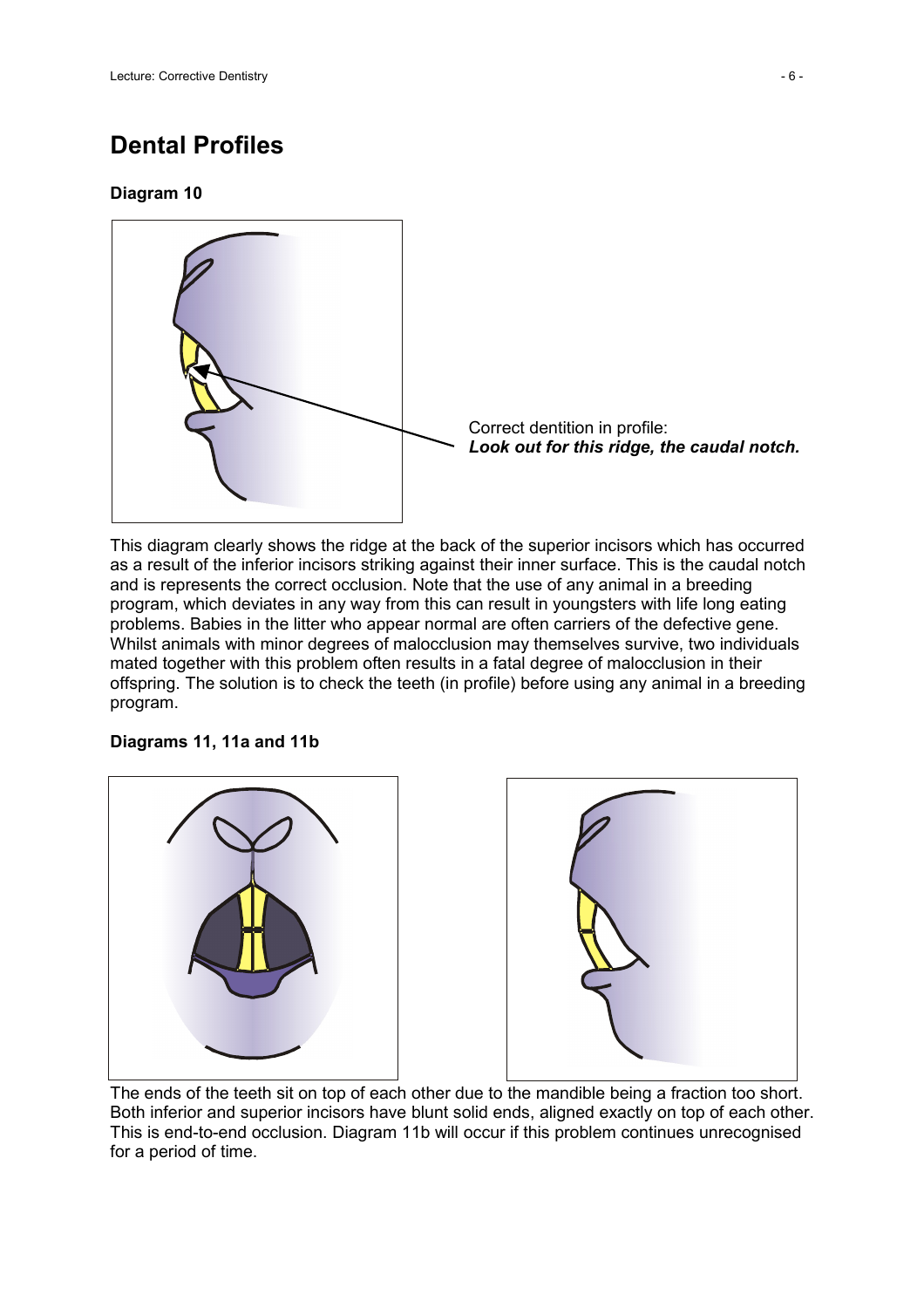## Dental Profiles

**Diagram 10**

Correct dentition in profile:
***Look out for this ridge, the caudal notch.***

This diagram clearly shows the ridge at the back of the superior incisors which has occurred as a result of the inferior incisors striking against their inner surface. This is the caudal notch and is represents the correct occlusion. Note that the use of any animal in a breeding program, which deviates in any way from this can result in youngsters with life long eating problems. Babies in the litter who appear normal are often carriers of the defective gene. Whilst animals with minor degrees of malocclusion may themselves survive, two individuals mated together with this problem often results in a fatal degree of malocclusion in their offspring. The solution is to check the teeth (in profile) before using any animal in a breeding program.

**Diagrams 11, 11a and 11b**

The ends of the teeth sit on top of each other due to the mandible being a fraction too short. Both inferior and superior incisors have blunt solid ends, aligned exactly on top of each other. This is end-to-end occlusion. Diagram 11b will occur if this problem continues unrecognised for a period of time.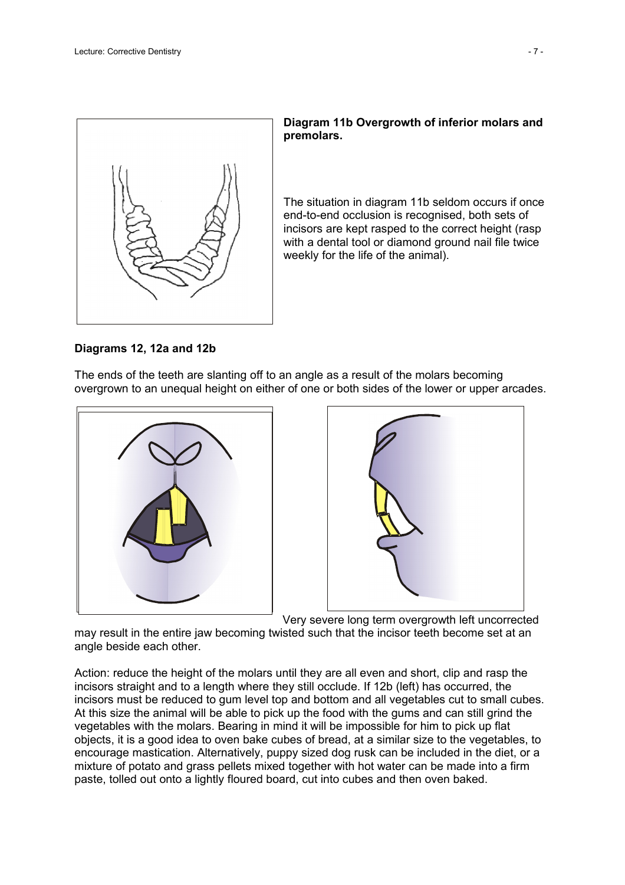**Diagram 11b Overgrowth of inferior molars and premolars.**

The situation in diagram 11b seldom occurs if once end-to-end occlusion is recognised, both sets of incisors are kept rasped to the correct height (rasp with a dental tool or diamond ground nail file twice weekly for the life of the animal).

**Diagrams 12, 12a and 12b**

The ends of the teeth are slanting off to an angle as a result of the molars becoming overgrown to an unequal height on either of one or both sides of the lower or upper arcades.

Very severe long term overgrowth left uncorrected may result in the entire jaw becoming twisted such that the incisor teeth become set at an angle beside each other.

Action: reduce the height of the molars until they are all even and short, clip and rasp the incisors straight and to a length where they still occlude. If 12b (left) has occurred, the incisors must be reduced to gum level top and bottom and all vegetables cut to small cubes. At this size the animal will be able to pick up the food with the gums and can still grind the vegetables with the molars. Bearing in mind it will be impossible for him to pick up flat objects, it is a good idea to oven bake cubes of bread, at a similar size to the vegetables, to encourage mastication. Alternatively, puppy sized dog rusk can be included in the diet, or a mixture of potato and grass pellets mixed together with hot water can be made into a firm paste, tolled out onto a lightly floured board, cut into cubes and then oven baked.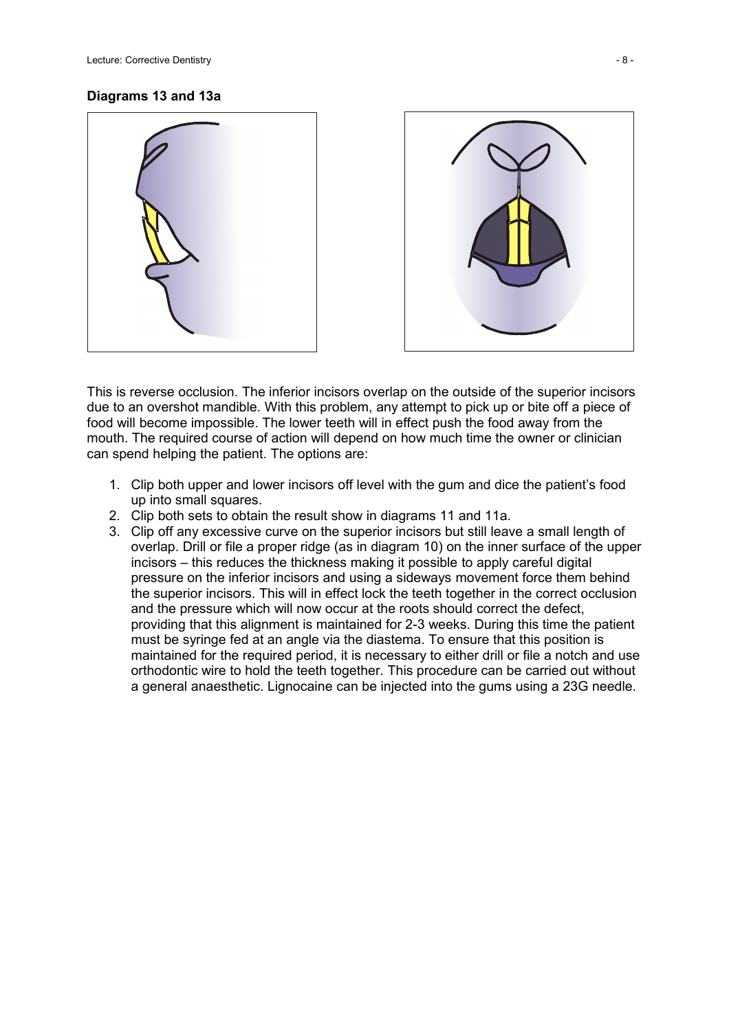**Diagrams 13 and 13a**

This is reverse occlusion. The inferior incisors overlap on the outside of the superior incisors due to an overshot mandible. With this problem, any attempt to pick up or bite off a piece of food will become impossible. The lower teeth will in effect push the food away from the mouth. The required course of action will depend on how much time the owner or clinician can spend helping the patient. The options are:

1. Clip both upper and lower incisors off level with the gum and dice the patient's food up into small squares.
2. Clip both sets to obtain the result show in diagrams 11 and 11a.
3. Clip off any excessive curve on the superior incisors but still leave a small length of overlap. Drill or file a proper ridge (as in diagram 10) on the inner surface of the upper incisors – this reduces the thickness making it possible to apply careful digital pressure on the inferior incisors and using a sideways movement force them behind the superior incisors. This will in effect lock the teeth together in the correct occlusion and the pressure which will now occur at the roots should correct the defect, providing that this alignment is maintained for 2-3 weeks. During this time the patient must be syringe fed at an angle via the diastema. To ensure that this position is maintained for the required period, it is necessary to either drill or file a notch and use orthodontic wire to hold the teeth together. This procedure can be carried out without a general anaesthetic. Lignocaine can be injected into the gums using a 23G needle.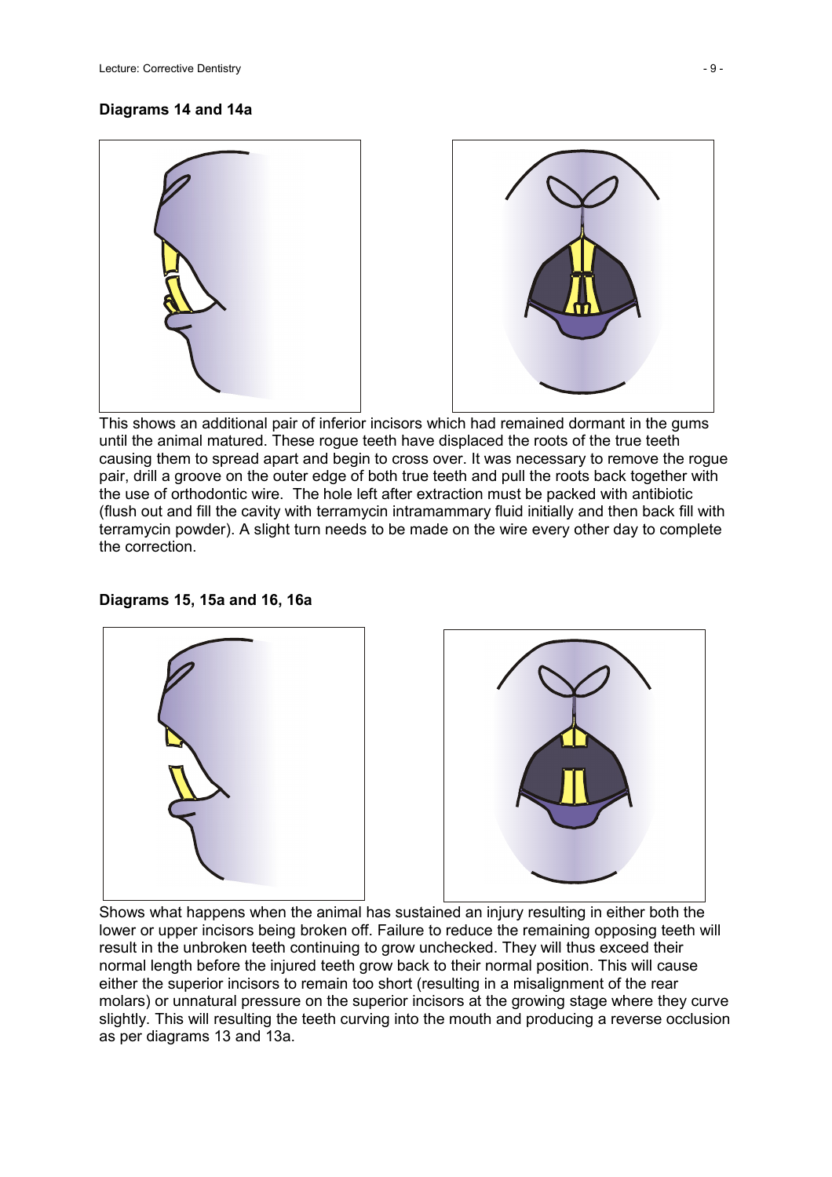**Diagrams 14 and 14a**

This shows an additional pair of inferior incisors which had remained dormant in the gums until the animal matured. These rogue teeth have displaced the roots of the true teeth causing them to spread apart and begin to cross over. It was necessary to remove the rogue pair, drill a groove on the outer edge of both true teeth and pull the roots back together with the use of orthodontic wire. The hole left after extraction must be packed with antibiotic (flush out and fill the cavity with terramycin intramammary fluid initially and then back fill with terramycin powder). A slight turn needs to be made on the wire every other day to complete the correction.

**Diagrams 15, 15a and 16, 16a**

Shows what happens when the animal has sustained an injury resulting in either both the lower or upper incisors being broken off. Failure to reduce the remaining opposing teeth will result in the unbroken teeth continuing to grow unchecked. They will thus exceed their normal length before the injured teeth grow back to their normal position. This will cause either the superior incisors to remain too short (resulting in a misalignment of the rear molars) or unnatural pressure on the superior incisors at the growing stage where they curve slightly. This will resulting the teeth curving into the mouth and producing a reverse occlusion as per diagrams 13 and 13a.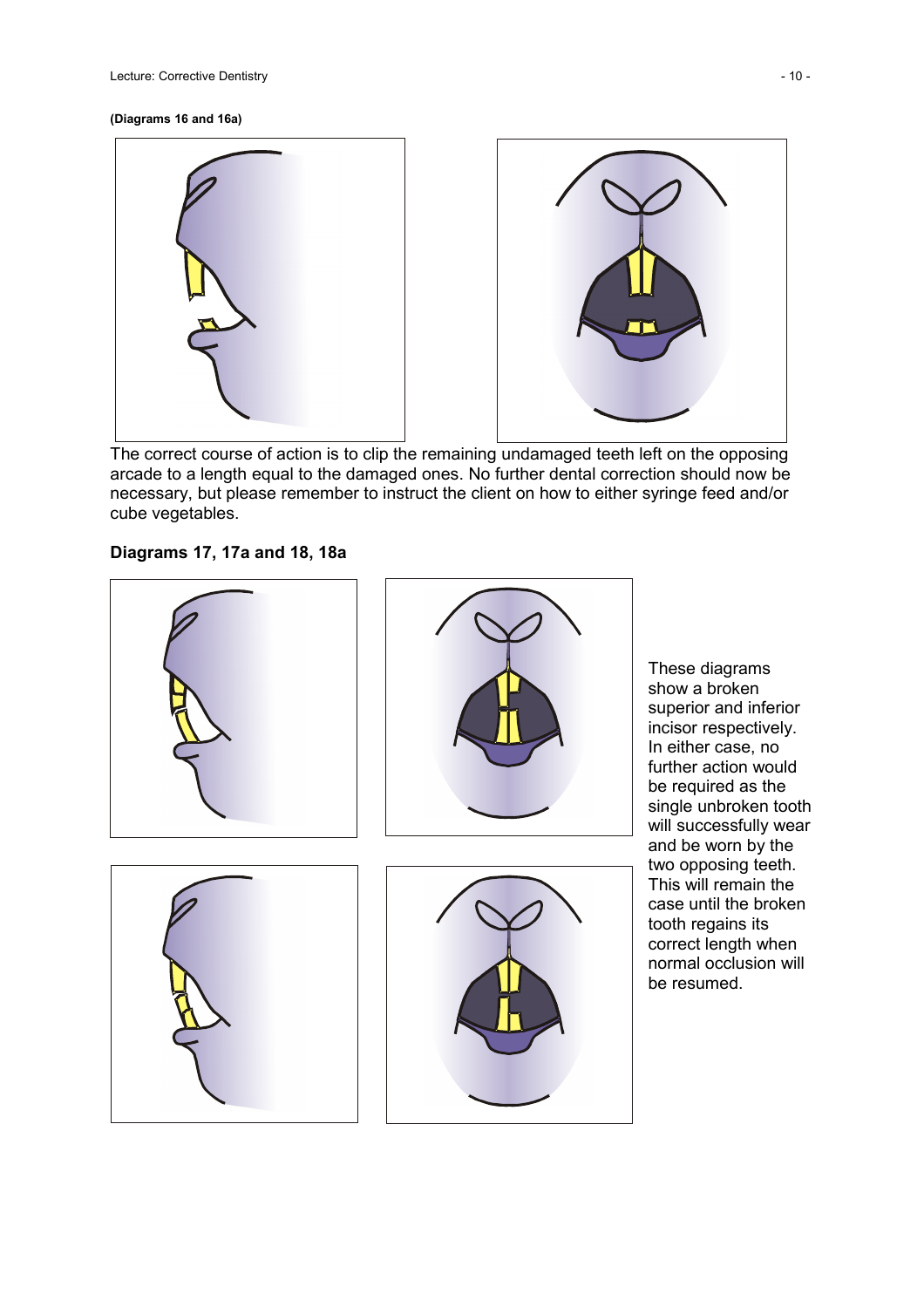**(Diagrams 16 and 16a)**

The correct course of action is to clip the remaining undamaged teeth left on the opposing arcade to a length equal to the damaged ones. No further dental correction should now be necessary, but please remember to instruct the client on how to either syringe feed and/or cube vegetables.

**Diagrams 17, 17a and 18, 18a**

These diagrams show a broken superior and inferior incisor respectively. In either case, no further action would be required as the single unbroken tooth will successfully wear and be worn by the two opposing teeth. This will remain the case until the broken tooth regains its correct length when normal occlusion will be resumed.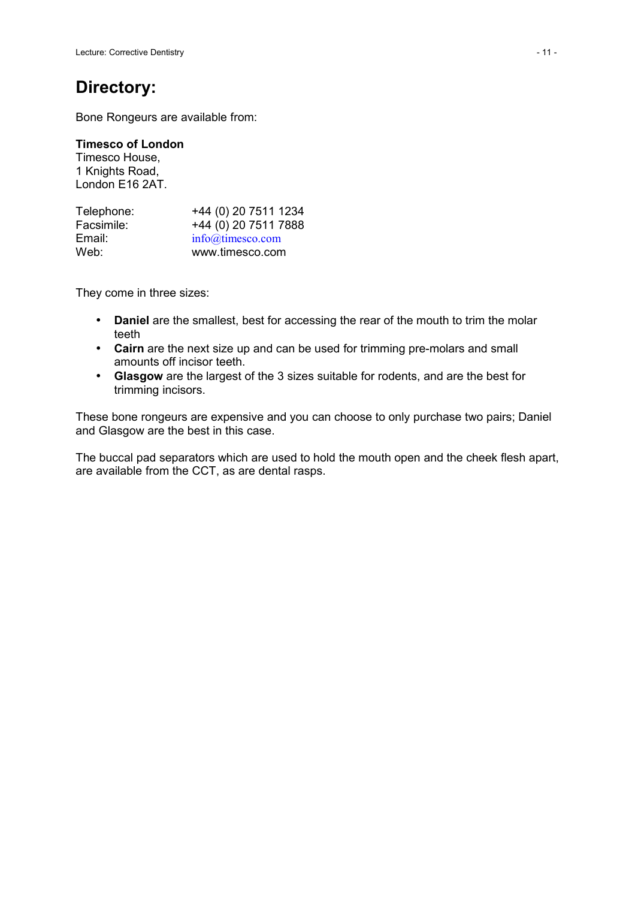# Directory:

Bone Rongeurs are available from:

**Timesco of London**
Timesco House,
1 Knights Road,
London E16 2AT.

| | |
|---|---|
| Telephone: | +44 (0) 20 7511 1234 |
| Facsimile: | +44 (0) 20 7511 7888 |
| Email: | info@timesco.com |
| Web: | www.timesco.com |

They come in three sizes:

- **Daniel** are the smallest, best for accessing the rear of the mouth to trim the molar teeth
- **Cairn** are the next size up and can be used for trimming pre-molars and small amounts off incisor teeth.
- **Glasgow** are the largest of the 3 sizes suitable for rodents, and are the best for trimming incisors.

These bone rongeurs are expensive and you can choose to only purchase two pairs; Daniel and Glasgow are the best in this case.

The buccal pad separators which are used to hold the mouth open and the cheek flesh apart, are available from the CCT, as are dental rasps.